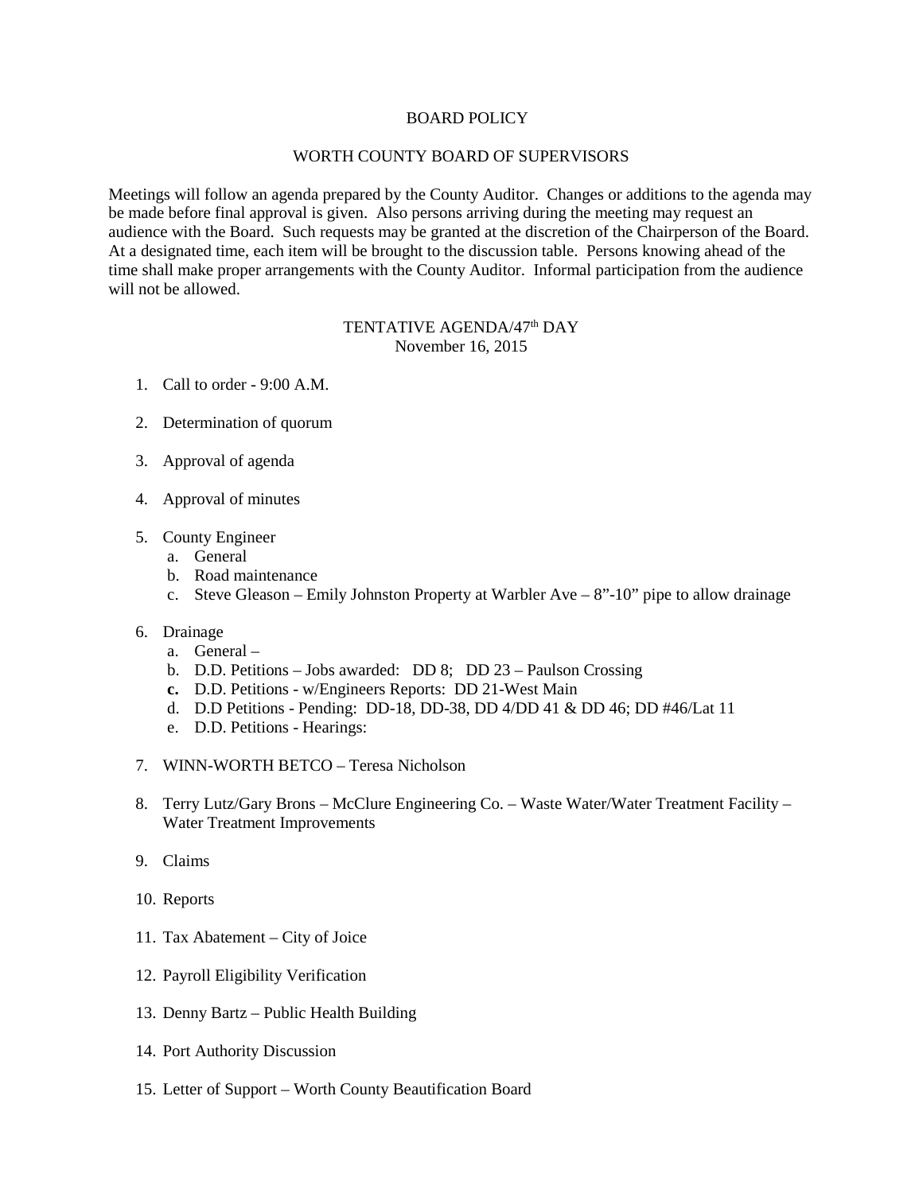# BOARD POLICY

## WORTH COUNTY BOARD OF SUPERVISORS

Meetings will follow an agenda prepared by the County Auditor. Changes or additions to the agenda may be made before final approval is given. Also persons arriving during the meeting may request an audience with the Board. Such requests may be granted at the discretion of the Chairperson of the Board. At a designated time, each item will be brought to the discussion table. Persons knowing ahead of the time shall make proper arrangements with the County Auditor. Informal participation from the audience will not be allowed.

### TENTATIVE AGENDA/47th DAY
November 16, 2015

1. Call to order - 9:00 A.M.

2. Determination of quorum

3. Approval of agenda

4. Approval of minutes

5. County Engineer
   a. General
   b. Road maintenance
   c. Steve Gleason – Emily Johnston Property at Warbler Ave – 8"-10" pipe to allow drainage

6. Drainage
   a. General –
   b. D.D. Petitions – Jobs awarded: DD 8; DD 23 – Paulson Crossing
   **c.** D.D. Petitions - w/Engineers Reports: DD 21-West Main
   d. D.D Petitions - Pending: DD-18, DD-38, DD 4/DD 41 & DD 46; DD #46/Lat 11
   e. D.D. Petitions - Hearings:

7. WINN-WORTH BETCO – Teresa Nicholson

8. Terry Lutz/Gary Brons – McClure Engineering Co. – Waste Water/Water Treatment Facility – Water Treatment Improvements

9. Claims

10. Reports

11. Tax Abatement – City of Joice

12. Payroll Eligibility Verification

13. Denny Bartz – Public Health Building

14. Port Authority Discussion

15. Letter of Support – Worth County Beautification Board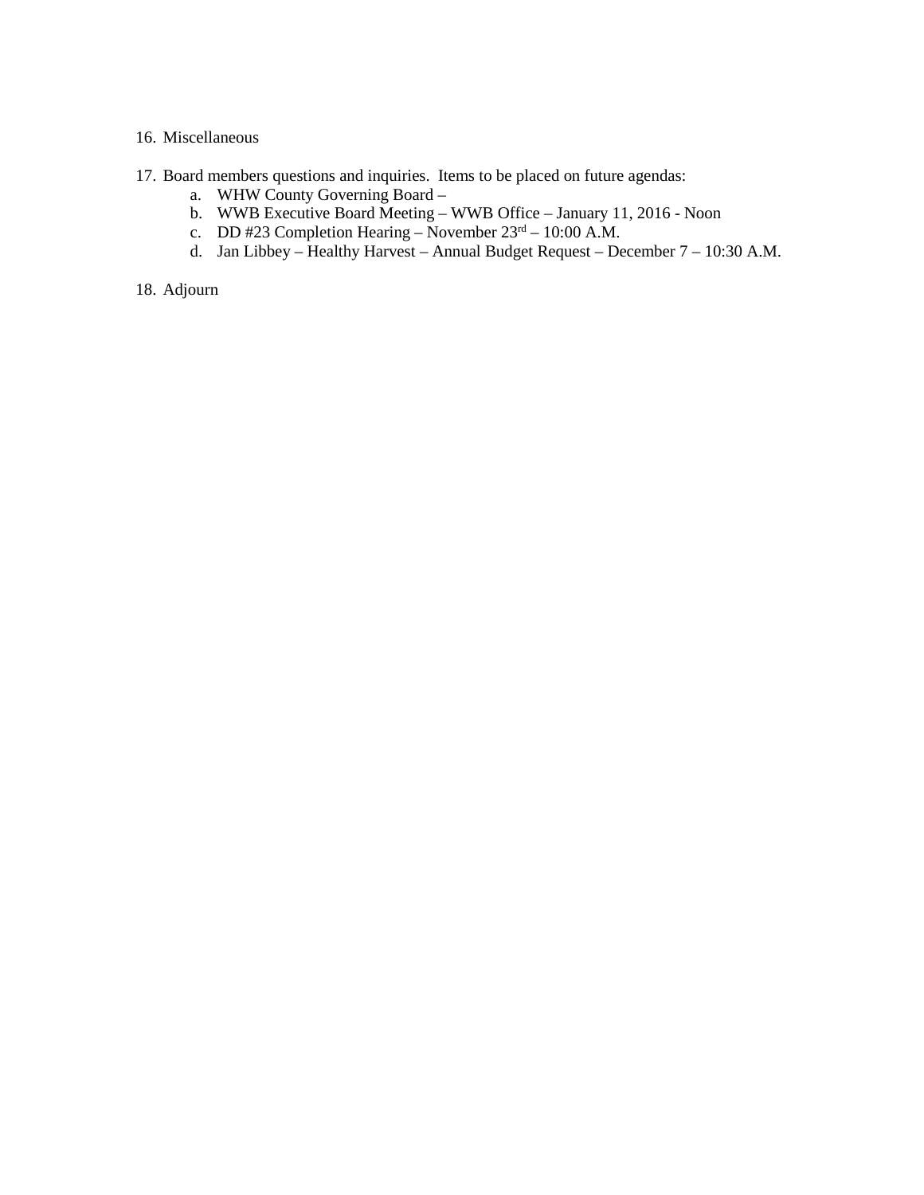16. Miscellaneous

17. Board members questions and inquiries. Items to be placed on future agendas:
    a. WHW County Governing Board –
    b. WWB Executive Board Meeting – WWB Office – January 11, 2016 - Noon
    c. DD #23 Completion Hearing – November 23rd – 10:00 A.M.
    d. Jan Libbey – Healthy Harvest – Annual Budget Request – December 7 – 10:30 A.M.

18. Adjourn